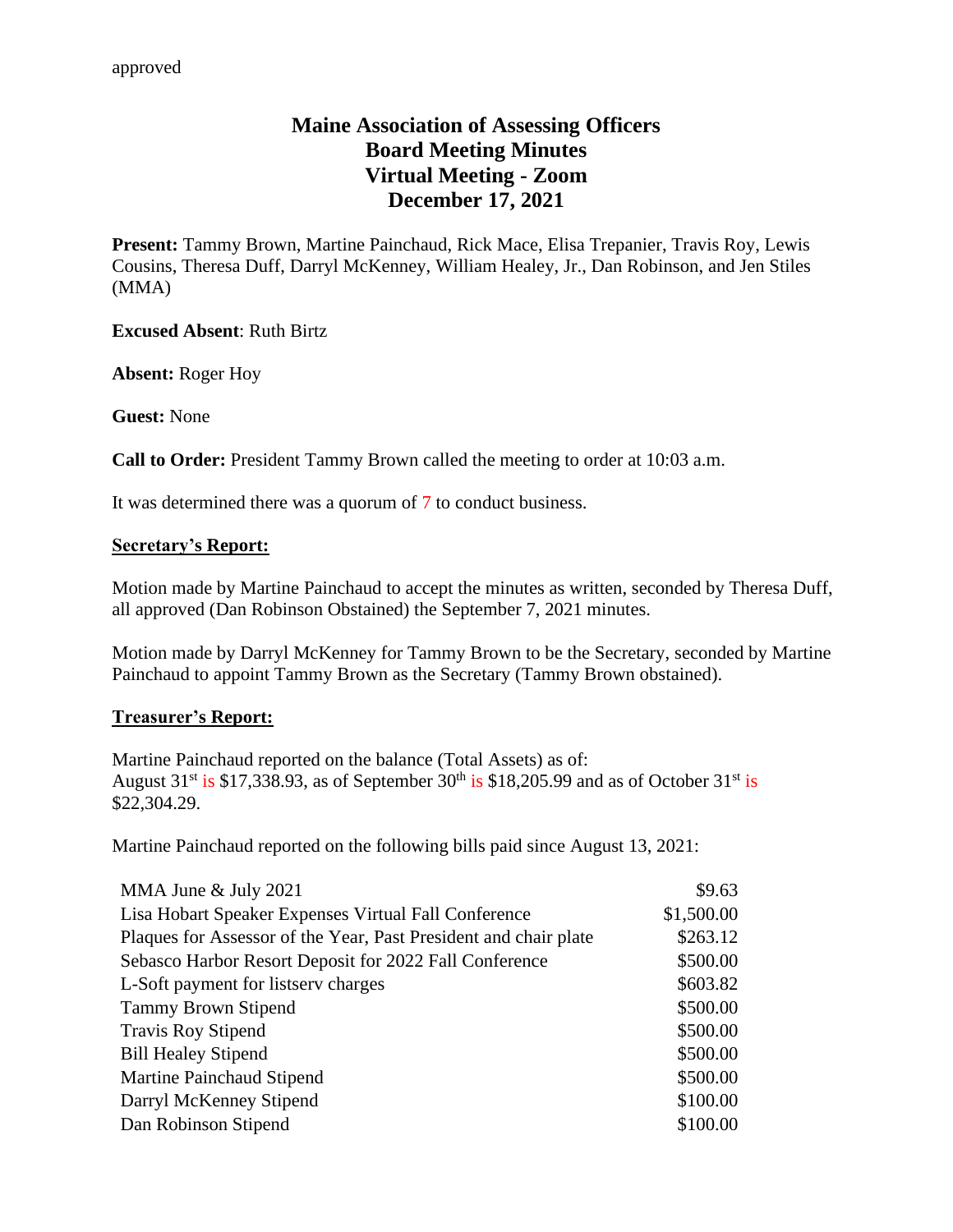approved

# Maine Association of Assessing Officers
# Board Meeting Minutes
# Virtual Meeting - Zoom
# December 17, 2021

**Present:** Tammy Brown, Martine Painchaud, Rick Mace, Elisa Trepanier, Travis Roy, Lewis Cousins, Theresa Duff, Darryl McKenney, William Healey, Jr., Dan Robinson, and Jen Stiles (MMA)

**Excused Absent**: Ruth Birtz

**Absent:** Roger Hoy

**Guest:** None

**Call to Order:** President Tammy Brown called the meeting to order at 10:03 a.m.

It was determined there was a quorum of 7 to conduct business.

## Secretary's Report:

Motion made by Martine Painchaud to accept the minutes as written, seconded by Theresa Duff, all approved (Dan Robinson Obstained) the September 7, 2021 minutes.

Motion made by Darryl McKenney for Tammy Brown to be the Secretary, seconded by Martine Painchaud to appoint Tammy Brown as the Secretary (Tammy Brown obstained).

## Treasurer's Report:

Martine Painchaud reported on the balance (Total Assets) as of:
August 31st is \$17,338.93, as of September 30th is \$18,205.99 and as of October 31st is \$22,304.29.

Martine Painchaud reported on the following bills paid since August 13, 2021:

| | |
|---|---|
| MMA June & July 2021 | \$9.63 |
| Lisa Hobart Speaker Expenses Virtual Fall Conference | \$1,500.00 |
| Plaques for Assessor of the Year, Past President and chair plate | \$263.12 |
| Sebasco Harbor Resort Deposit for 2022 Fall Conference | \$500.00 |
| L-Soft payment for listserv charges | \$603.82 |
| Tammy Brown Stipend | \$500.00 |
| Travis Roy Stipend | \$500.00 |
| Bill Healey Stipend | \$500.00 |
| Martine Painchaud Stipend | \$500.00 |
| Darryl McKenney Stipend | \$100.00 |
| Dan Robinson Stipend | \$100.00 |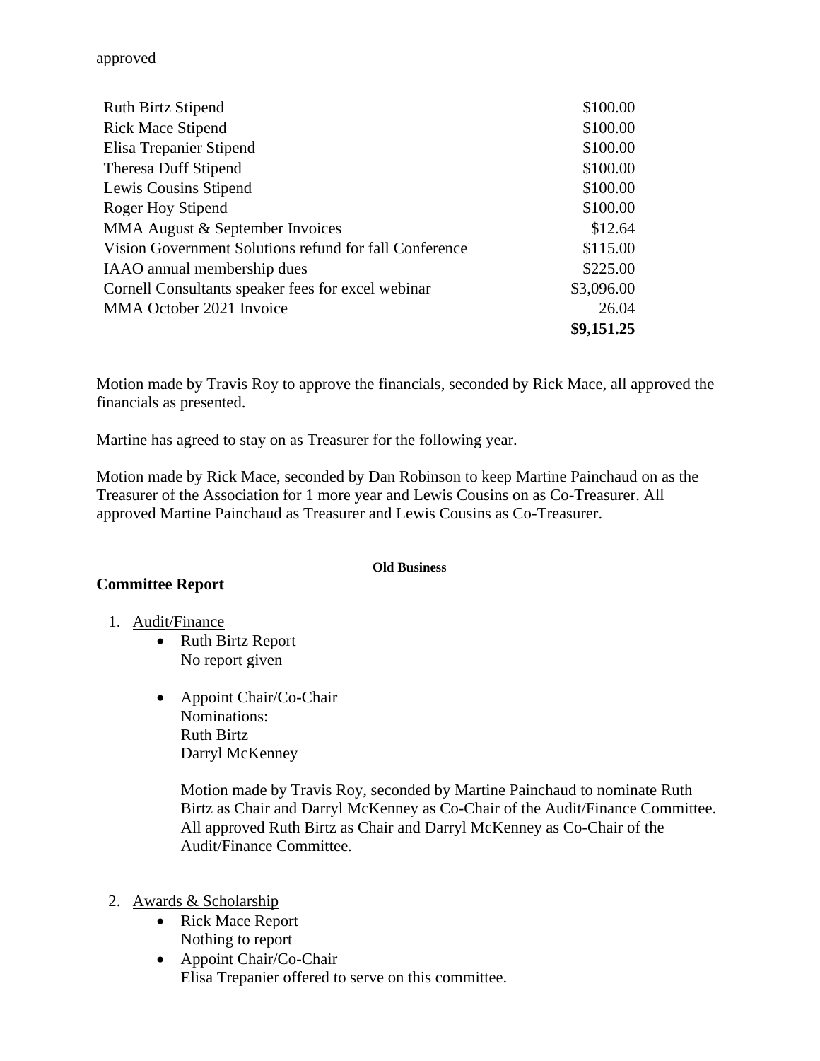approved

| | |
|---|---:|
| Ruth Birtz Stipend | $100.00 |
| Rick Mace Stipend | $100.00 |
| Elisa Trepanier Stipend | $100.00 |
| Theresa Duff Stipend | $100.00 |
| Lewis Cousins Stipend | $100.00 |
| Roger Hoy Stipend | $100.00 |
| MMA August & September Invoices | $12.64 |
| Vision Government Solutions refund for fall Conference | $115.00 |
| IAAO annual membership dues | $225.00 |
| Cornell Consultants speaker fees for excel webinar | $3,096.00 |
| MMA October 2021 Invoice | 26.04 |
| | **$9,151.25** |

Motion made by Travis Roy to approve the financials, seconded by Rick Mace, all approved the financials as presented.

Martine has agreed to stay on as Treasurer for the following year.

Motion made by Rick Mace, seconded by Dan Robinson to keep Martine Painchaud on as the Treasurer of the Association for 1 more year and Lewis Cousins on as Co-Treasurer. All approved Martine Painchaud as Treasurer and Lewis Cousins as Co-Treasurer.

**Old Business**

## Committee Report

1. Audit/Finance
   - Ruth Birtz Report
     No report given
   - Appoint Chair/Co-Chair
     Nominations:
     Ruth Birtz
     Darryl McKenney

     Motion made by Travis Roy, seconded by Martine Painchaud to nominate Ruth Birtz as Chair and Darryl McKenney as Co-Chair of the Audit/Finance Committee. All approved Ruth Birtz as Chair and Darryl McKenney as Co-Chair of the Audit/Finance Committee.

2. Awards & Scholarship
   - Rick Mace Report
     Nothing to report
   - Appoint Chair/Co-Chair
     Elisa Trepanier offered to serve on this committee.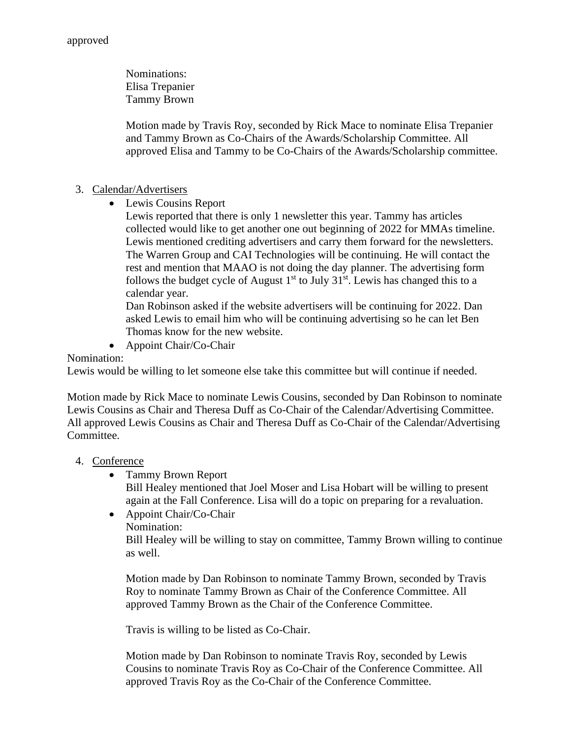approved

Nominations:
Elisa Trepanier
Tammy Brown

Motion made by Travis Roy, seconded by Rick Mace to nominate Elisa Trepanier and Tammy Brown as Co-Chairs of the Awards/Scholarship Committee. All approved Elisa and Tammy to be Co-Chairs of the Awards/Scholarship committee.

3. Calendar/Advertisers
   - Lewis Cousins Report

     Lewis reported that there is only 1 newsletter this year. Tammy has articles collected would like to get another one out beginning of 2022 for MMAs timeline. Lewis mentioned crediting advertisers and carry them forward for the newsletters. The Warren Group and CAI Technologies will be continuing. He will contact the rest and mention that MAAO is not doing the day planner. The advertising form follows the budget cycle of August 1st to July 31st. Lewis has changed this to a calendar year.

     Dan Robinson asked if the website advertisers will be continuing for 2022. Dan asked Lewis to email him who will be continuing advertising so he can let Ben Thomas know for the new website.
   - Appoint Chair/Co-Chair

Nomination:
Lewis would be willing to let someone else take this committee but will continue if needed.

Motion made by Rick Mace to nominate Lewis Cousins, seconded by Dan Robinson to nominate Lewis Cousins as Chair and Theresa Duff as Co-Chair of the Calendar/Advertising Committee. All approved Lewis Cousins as Chair and Theresa Duff as Co-Chair of the Calendar/Advertising Committee.

4. Conference
   - Tammy Brown Report

     Bill Healey mentioned that Joel Moser and Lisa Hobart will be willing to present again at the Fall Conference. Lisa will do a topic on preparing for a revaluation.
   - Appoint Chair/Co-Chair

     Nomination:
     Bill Healey will be willing to stay on committee, Tammy Brown willing to continue as well.

     Motion made by Dan Robinson to nominate Tammy Brown, seconded by Travis Roy to nominate Tammy Brown as Chair of the Conference Committee. All approved Tammy Brown as the Chair of the Conference Committee.

     Travis is willing to be listed as Co-Chair.

     Motion made by Dan Robinson to nominate Travis Roy, seconded by Lewis Cousins to nominate Travis Roy as Co-Chair of the Conference Committee. All approved Travis Roy as the Co-Chair of the Conference Committee.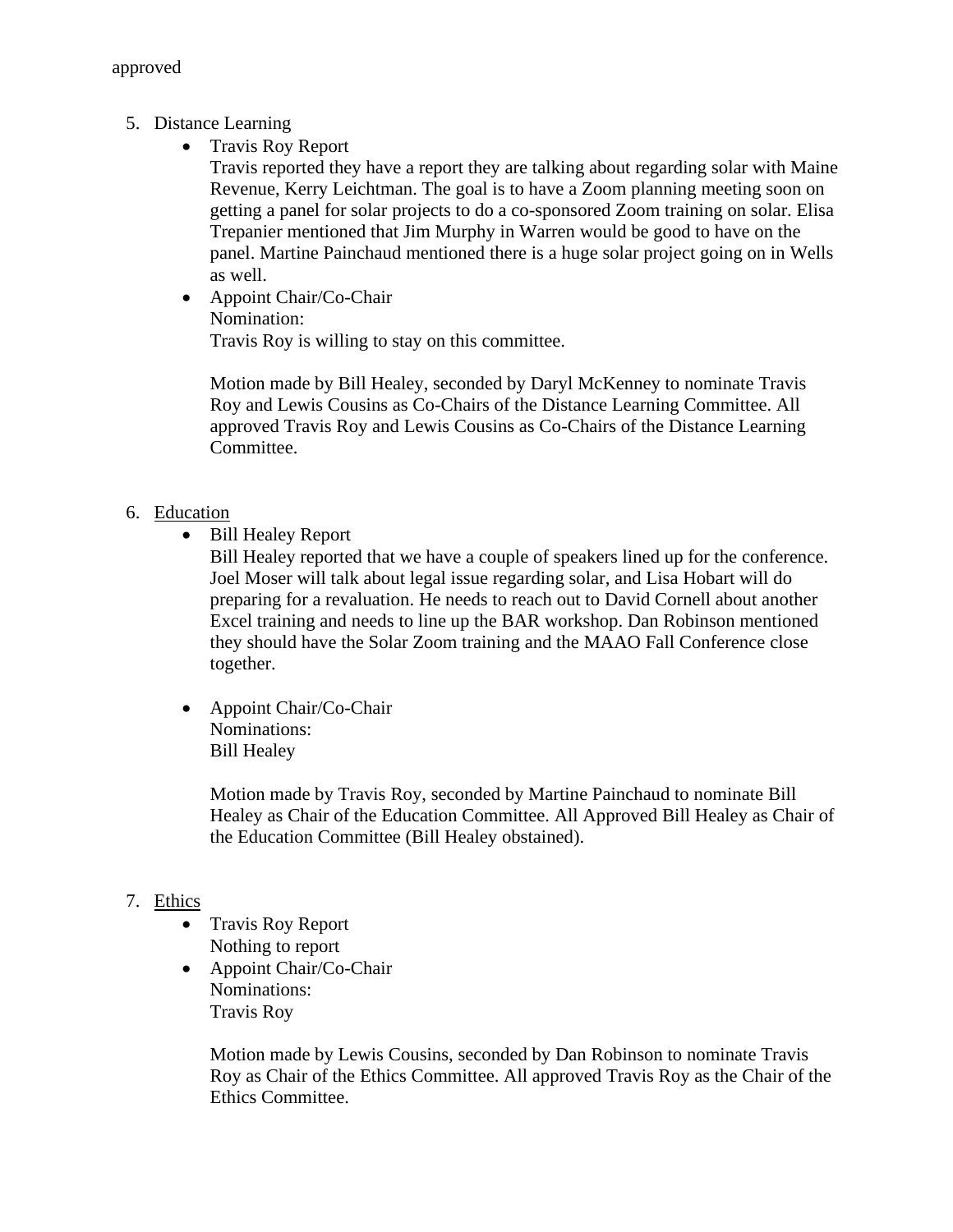approved

5. Distance Learning
    - Travis Roy Report
      Travis reported they have a report they are talking about regarding solar with Maine Revenue, Kerry Leichtman. The goal is to have a Zoom planning meeting soon on getting a panel for solar projects to do a co-sponsored Zoom training on solar. Elisa Trepanier mentioned that Jim Murphy in Warren would be good to have on the panel. Martine Painchaud mentioned there is a huge solar project going on in Wells as well.
    - Appoint Chair/Co-Chair
      Nomination:
      Travis Roy is willing to stay on this committee.

      Motion made by Bill Healey, seconded by Daryl McKenney to nominate Travis Roy and Lewis Cousins as Co-Chairs of the Distance Learning Committee. All approved Travis Roy and Lewis Cousins as Co-Chairs of the Distance Learning Committee.

6. <u>Education</u>
    - Bill Healey Report
      Bill Healey reported that we have a couple of speakers lined up for the conference. Joel Moser will talk about legal issue regarding solar, and Lisa Hobart will do preparing for a revaluation. He needs to reach out to David Cornell about another Excel training and needs to line up the BAR workshop. Dan Robinson mentioned they should have the Solar Zoom training and the MAAO Fall Conference close together.

    - Appoint Chair/Co-Chair
      Nominations:
      Bill Healey

      Motion made by Travis Roy, seconded by Martine Painchaud to nominate Bill Healey as Chair of the Education Committee. All Approved Bill Healey as Chair of the Education Committee (Bill Healey obstained).

7. <u>Ethics</u>
    - Travis Roy Report
      Nothing to report
    - Appoint Chair/Co-Chair
      Nominations:
      Travis Roy

      Motion made by Lewis Cousins, seconded by Dan Robinson to nominate Travis Roy as Chair of the Ethics Committee. All approved Travis Roy as the Chair of the Ethics Committee.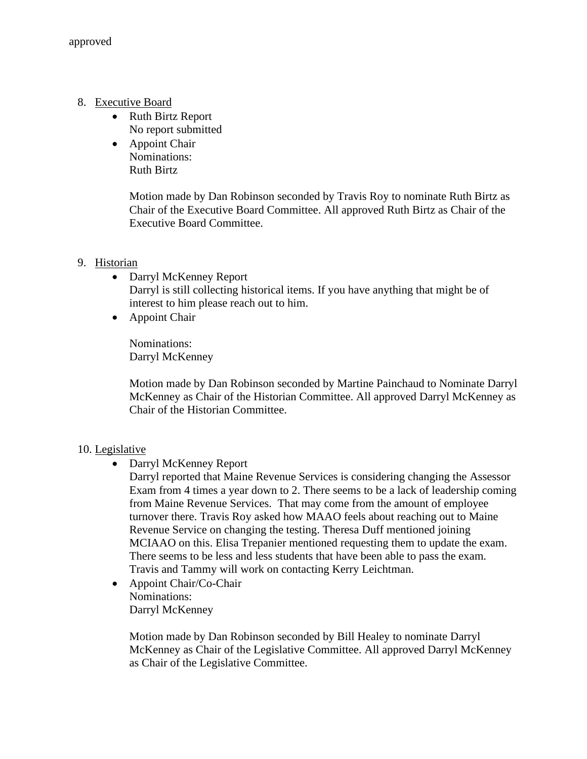approved

8. Executive Board
   - Ruth Birtz Report
     No report submitted
   - Appoint Chair
     Nominations:
     Ruth Birtz

     Motion made by Dan Robinson seconded by Travis Roy to nominate Ruth Birtz as Chair of the Executive Board Committee. All approved Ruth Birtz as Chair of the Executive Board Committee.

9. Historian
   - Darryl McKenney Report
     Darryl is still collecting historical items. If you have anything that might be of interest to him please reach out to him.
   - Appoint Chair

     Nominations:
     Darryl McKenney

     Motion made by Dan Robinson seconded by Martine Painchaud to Nominate Darryl McKenney as Chair of the Historian Committee. All approved Darryl McKenney as Chair of the Historian Committee.

10. Legislative
    - Darryl McKenney Report
      Darryl reported that Maine Revenue Services is considering changing the Assessor Exam from 4 times a year down to 2. There seems to be a lack of leadership coming from Maine Revenue Services. That may come from the amount of employee turnover there. Travis Roy asked how MAAO feels about reaching out to Maine Revenue Service on changing the testing. Theresa Duff mentioned joining MCIAAO on this. Elisa Trepanier mentioned requesting them to update the exam. There seems to be less and less students that have been able to pass the exam. Travis and Tammy will work on contacting Kerry Leichtman.
    - Appoint Chair/Co-Chair
      Nominations:
      Darryl McKenney

      Motion made by Dan Robinson seconded by Bill Healey to nominate Darryl McKenney as Chair of the Legislative Committee. All approved Darryl McKenney as Chair of the Legislative Committee.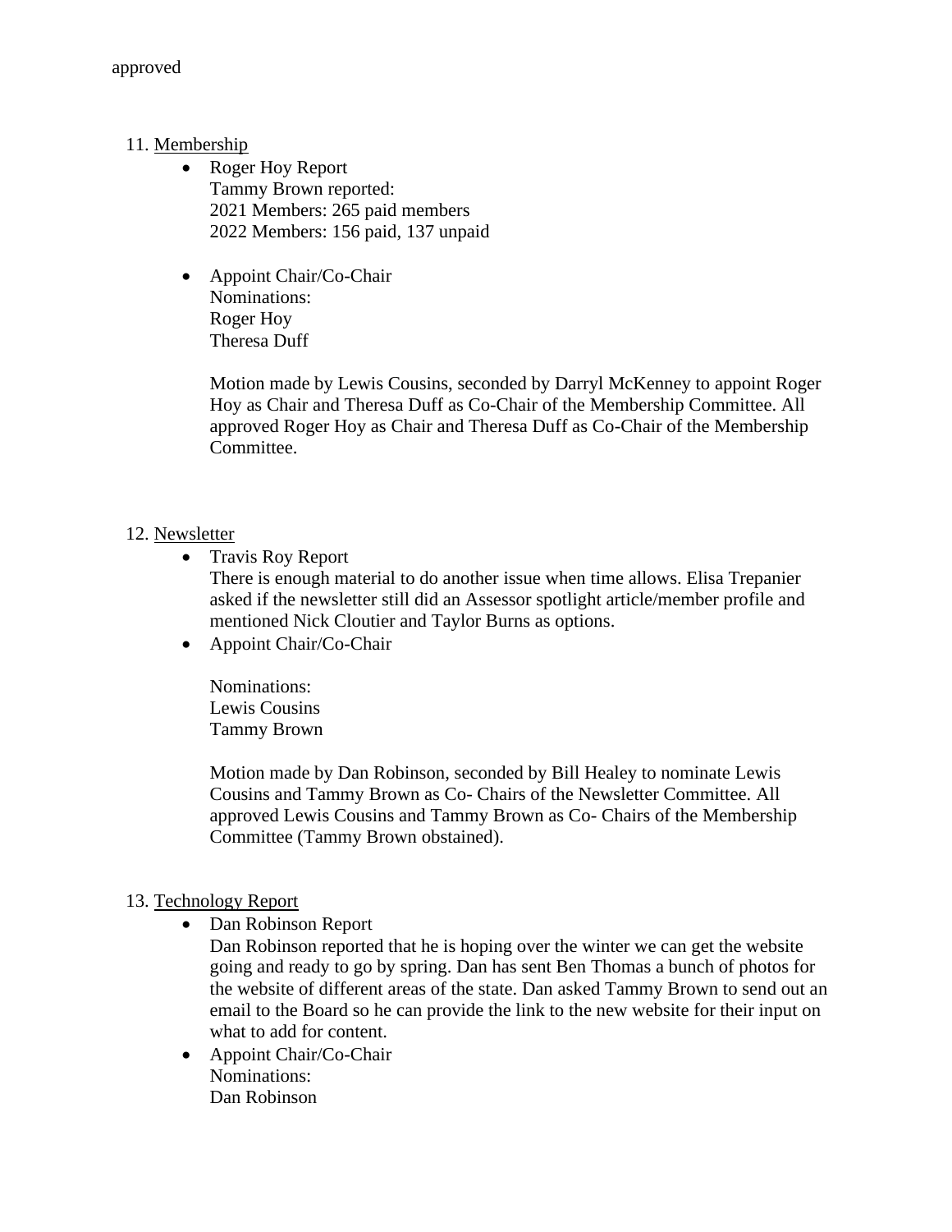approved

11. Membership
    - Roger Hoy Report
      Tammy Brown reported:
      2021 Members: 265 paid members
      2022 Members: 156 paid, 137 unpaid

    - Appoint Chair/Co-Chair
      Nominations:
      Roger Hoy
      Theresa Duff

      Motion made by Lewis Cousins, seconded by Darryl McKenney to appoint Roger Hoy as Chair and Theresa Duff as Co-Chair of the Membership Committee. All approved Roger Hoy as Chair and Theresa Duff as Co-Chair of the Membership Committee.

12. Newsletter
    - Travis Roy Report
      There is enough material to do another issue when time allows. Elisa Trepanier asked if the newsletter still did an Assessor spotlight article/member profile and mentioned Nick Cloutier and Taylor Burns as options.
    - Appoint Chair/Co-Chair

      Nominations:
      Lewis Cousins
      Tammy Brown

      Motion made by Dan Robinson, seconded by Bill Healey to nominate Lewis Cousins and Tammy Brown as Co- Chairs of the Newsletter Committee. All approved Lewis Cousins and Tammy Brown as Co- Chairs of the Membership Committee (Tammy Brown obstained).

13. Technology Report
    - Dan Robinson Report
      Dan Robinson reported that he is hoping over the winter we can get the website going and ready to go by spring. Dan has sent Ben Thomas a bunch of photos for the website of different areas of the state. Dan asked Tammy Brown to send out an email to the Board so he can provide the link to the new website for their input on what to add for content.
    - Appoint Chair/Co-Chair
      Nominations:
      Dan Robinson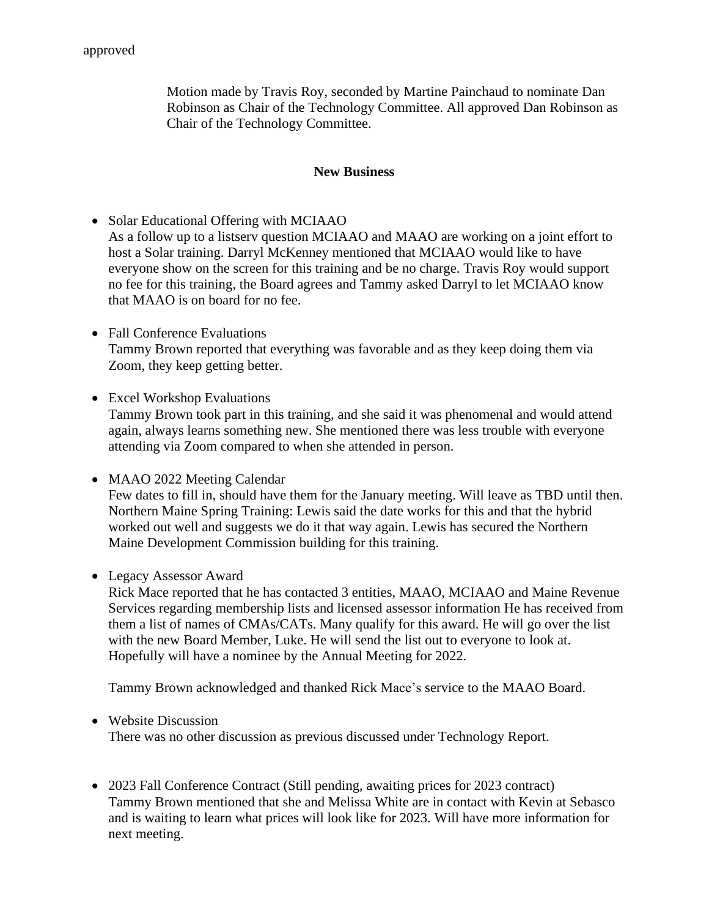approved

Motion made by Travis Roy, seconded by Martine Painchaud to nominate Dan Robinson as Chair of the Technology Committee. All approved Dan Robinson as Chair of the Technology Committee.

## New Business

- Solar Educational Offering with MCIAAO
  As a follow up to a listserv question MCIAAO and MAAO are working on a joint effort to host a Solar training. Darryl McKenney mentioned that MCIAAO would like to have everyone show on the screen for this training and be no charge. Travis Roy would support no fee for this training, the Board agrees and Tammy asked Darryl to let MCIAAO know that MAAO is on board for no fee.

- Fall Conference Evaluations
  Tammy Brown reported that everything was favorable and as they keep doing them via Zoom, they keep getting better.

- Excel Workshop Evaluations
  Tammy Brown took part in this training, and she said it was phenomenal and would attend again, always learns something new. She mentioned there was less trouble with everyone attending via Zoom compared to when she attended in person.

- MAAO 2022 Meeting Calendar
  Few dates to fill in, should have them for the January meeting. Will leave as TBD until then. Northern Maine Spring Training: Lewis said the date works for this and that the hybrid worked out well and suggests we do it that way again. Lewis has secured the Northern Maine Development Commission building for this training.

- Legacy Assessor Award
  Rick Mace reported that he has contacted 3 entities, MAAO, MCIAAO and Maine Revenue Services regarding membership lists and licensed assessor information He has received from them a list of names of CMAs/CATs. Many qualify for this award. He will go over the list with the new Board Member, Luke. He will send the list out to everyone to look at. Hopefully will have a nominee by the Annual Meeting for 2022.

  Tammy Brown acknowledged and thanked Rick Mace's service to the MAAO Board.

- Website Discussion
  There was no other discussion as previous discussed under Technology Report.

- 2023 Fall Conference Contract (Still pending, awaiting prices for 2023 contract)
  Tammy Brown mentioned that she and Melissa White are in contact with Kevin at Sebasco and is waiting to learn what prices will look like for 2023. Will have more information for next meeting.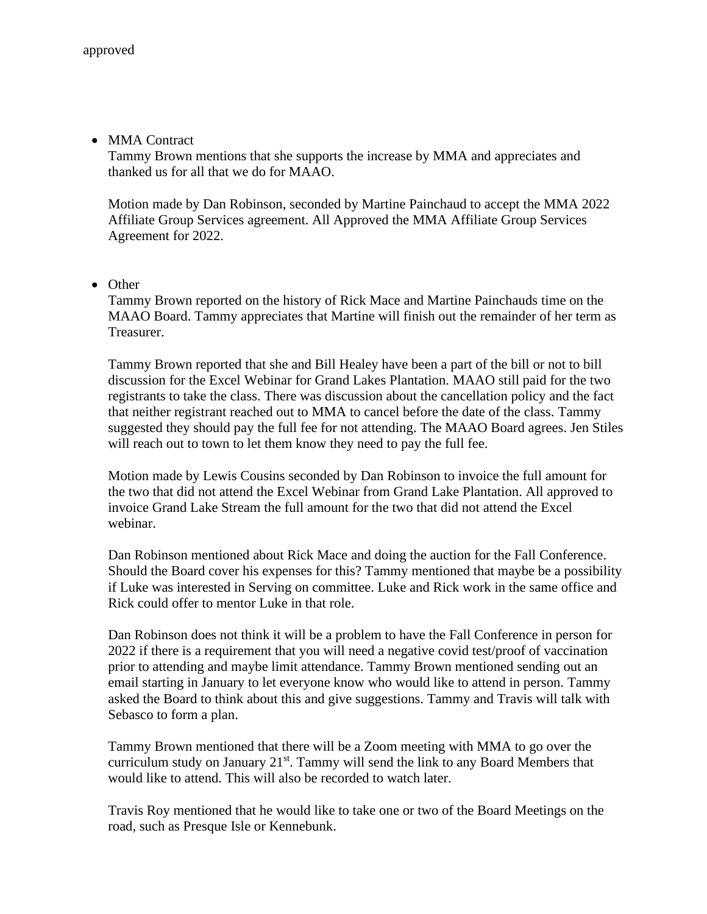approved

- MMA Contract

  Tammy Brown mentions that she supports the increase by MMA and appreciates and thanked us for all that we do for MAAO.

  Motion made by Dan Robinson, seconded by Martine Painchaud to accept the MMA 2022 Affiliate Group Services agreement. All Approved the MMA Affiliate Group Services Agreement for 2022.

- Other

  Tammy Brown reported on the history of Rick Mace and Martine Painchauds time on the MAAO Board. Tammy appreciates that Martine will finish out the remainder of her term as Treasurer.

  Tammy Brown reported that she and Bill Healey have been a part of the bill or not to bill discussion for the Excel Webinar for Grand Lakes Plantation. MAAO still paid for the two registrants to take the class. There was discussion about the cancellation policy and the fact that neither registrant reached out to MMA to cancel before the date of the class. Tammy suggested they should pay the full fee for not attending. The MAAO Board agrees. Jen Stiles will reach out to town to let them know they need to pay the full fee.

  Motion made by Lewis Cousins seconded by Dan Robinson to invoice the full amount for the two that did not attend the Excel Webinar from Grand Lake Plantation. All approved to invoice Grand Lake Stream the full amount for the two that did not attend the Excel webinar.

  Dan Robinson mentioned about Rick Mace and doing the auction for the Fall Conference. Should the Board cover his expenses for this? Tammy mentioned that maybe be a possibility if Luke was interested in Serving on committee. Luke and Rick work in the same office and Rick could offer to mentor Luke in that role.

  Dan Robinson does not think it will be a problem to have the Fall Conference in person for 2022 if there is a requirement that you will need a negative covid test/proof of vaccination prior to attending and maybe limit attendance. Tammy Brown mentioned sending out an email starting in January to let everyone know who would like to attend in person. Tammy asked the Board to think about this and give suggestions. Tammy and Travis will talk with Sebasco to form a plan.

  Tammy Brown mentioned that there will be a Zoom meeting with MMA to go over the curriculum study on January 21st. Tammy will send the link to any Board Members that would like to attend. This will also be recorded to watch later.

  Travis Roy mentioned that he would like to take one or two of the Board Meetings on the road, such as Presque Isle or Kennebunk.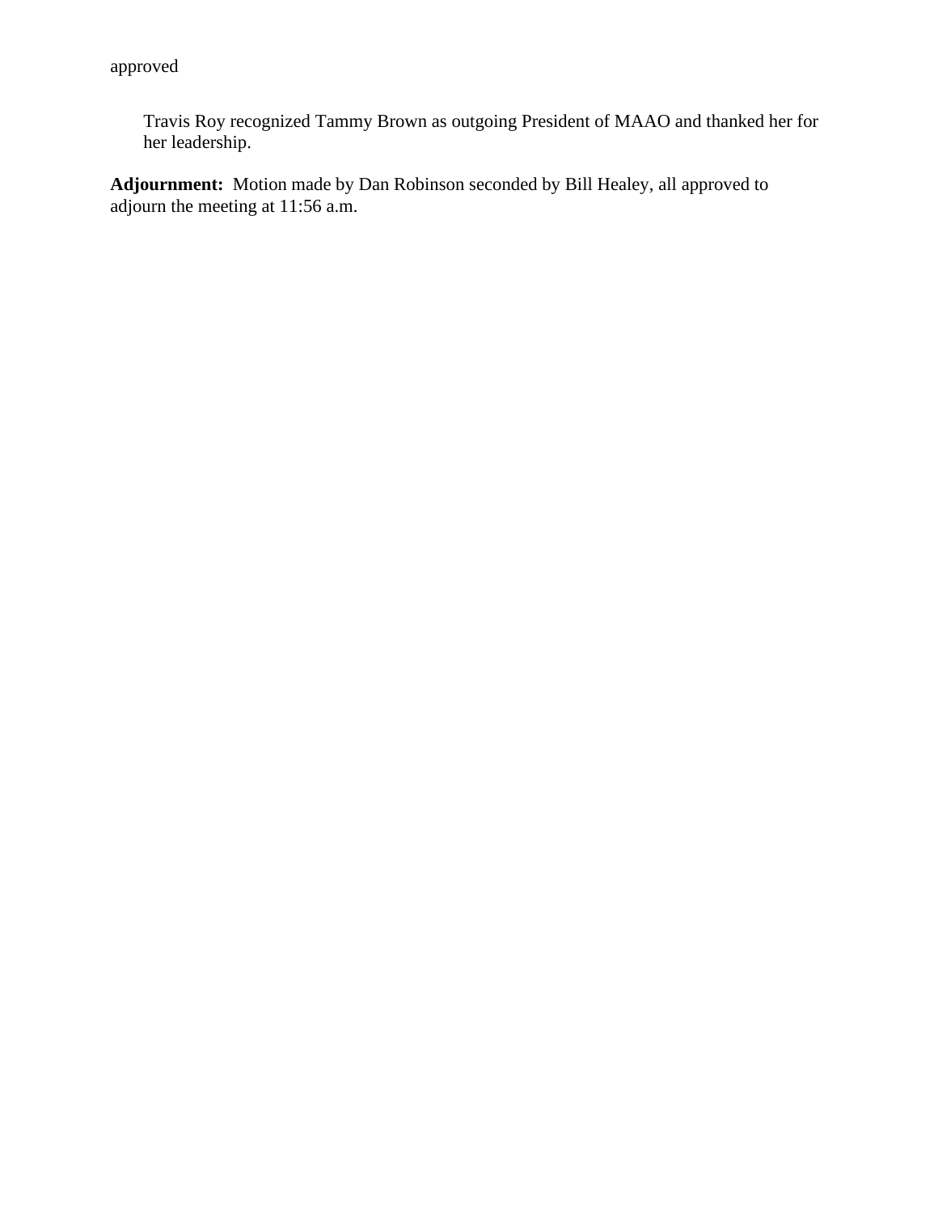approved

Travis Roy recognized Tammy Brown as outgoing President of MAAO and thanked her for her leadership.

**Adjournment:** Motion made by Dan Robinson seconded by Bill Healey, all approved to adjourn the meeting at 11:56 a.m.